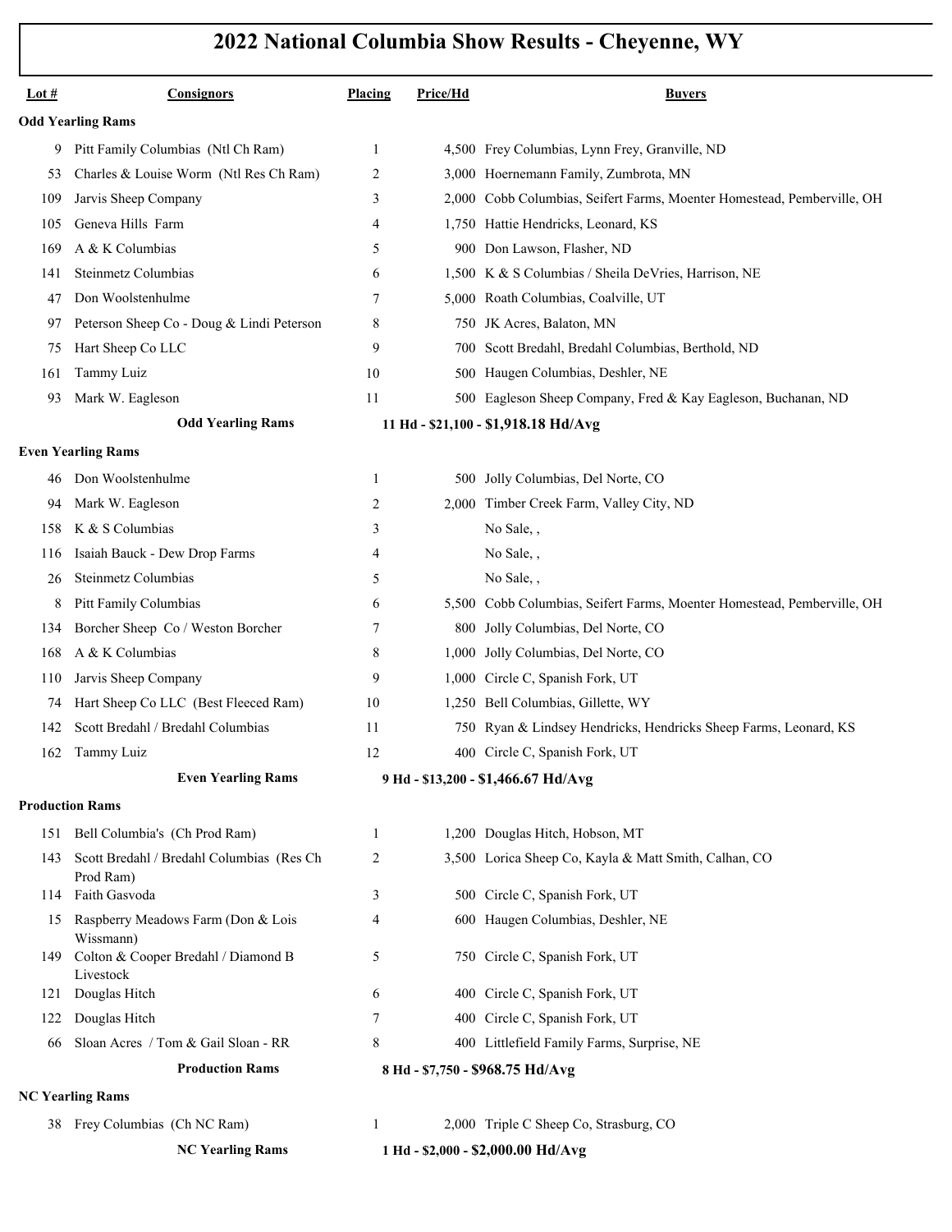# 2022 National Columbia Show Results - Cheyenne, WY

| Lot # | Consignors | Placing | Price/Hd | Buyers |
|---|---|---|---|---|
| **Odd Yearling Rams** | | | | |
| 9 | Pitt Family Columbias (Ntl Ch Ram) | 1 | 4,500 | Frey Columbias, Lynn Frey, Granville, ND |
| 53 | Charles & Louise Worm (Ntl Res Ch Ram) | 2 | 3,000 | Hoernemann Family, Zumbrota, MN |
| 109 | Jarvis Sheep Company | 3 | 2,000 | Cobb Columbias, Seifert Farms, Moenter Homestead, Pemberville, OH |
| 105 | Geneva Hills Farm | 4 | 1,750 | Hattie Hendricks, Leonard, KS |
| 169 | A & K Columbias | 5 | 900 | Don Lawson, Flasher, ND |
| 141 | Steinmetz Columbias | 6 | 1,500 | K & S Columbias / Sheila DeVries, Harrison, NE |
| 47 | Don Woolstenhulme | 7 | 5,000 | Roath Columbias, Coalville, UT |
| 97 | Peterson Sheep Co - Doug & Lindi Peterson | 8 | 750 | JK Acres, Balaton, MN |
| 75 | Hart Sheep Co LLC | 9 | 700 | Scott Bredahl, Bredahl Columbias, Berthold, ND |
| 161 | Tammy Luiz | 10 | 500 | Haugen Columbias, Deshler, NE |
| 93 | Mark W. Eagleson | 11 | 500 | Eagleson Sheep Company, Fred & Kay Eagleson, Buchanan, ND |
| | **Odd Yearling Rams** | **11 Hd - $21,100 - $1,918.18 Hd/Avg** | | |
| **Even Yearling Rams** | | | | |
| 46 | Don Woolstenhulme | 1 | 500 | Jolly Columbias, Del Norte, CO |
| 94 | Mark W. Eagleson | 2 | 2,000 | Timber Creek Farm, Valley City, ND |
| 158 | K & S Columbias | 3 | | No Sale, , |
| 116 | Isaiah Bauck - Dew Drop Farms | 4 | | No Sale, , |
| 26 | Steinmetz Columbias | 5 | | No Sale, , |
| 8 | Pitt Family Columbias | 6 | 5,500 | Cobb Columbias, Seifert Farms, Moenter Homestead, Pemberville, OH |
| 134 | Borcher Sheep Co / Weston Borcher | 7 | 800 | Jolly Columbias, Del Norte, CO |
| 168 | A & K Columbias | 8 | 1,000 | Jolly Columbias, Del Norte, CO |
| 110 | Jarvis Sheep Company | 9 | 1,000 | Circle C, Spanish Fork, UT |
| 74 | Hart Sheep Co LLC (Best Fleeced Ram) | 10 | 1,250 | Bell Columbias, Gillette, WY |
| 142 | Scott Bredahl / Bredahl Columbias | 11 | 750 | Ryan & Lindsey Hendricks, Hendricks Sheep Farms, Leonard, KS |
| 162 | Tammy Luiz | 12 | 400 | Circle C, Spanish Fork, UT |
| | **Even Yearling Rams** | **9 Hd - $13,200 - $1,466.67 Hd/Avg** | | |
| **Production Rams** | | | | |
| 151 | Bell Columbia's (Ch Prod Ram) | 1 | 1,200 | Douglas Hitch, Hobson, MT |
| 143 | Scott Bredahl / Bredahl Columbias (Res Ch Prod Ram) | 2 | 3,500 | Lorica Sheep Co, Kayla & Matt Smith, Calhan, CO |
| 114 | Faith Gasvoda | 3 | 500 | Circle C, Spanish Fork, UT |
| 15 | Raspberry Meadows Farm (Don & Lois Wissmann) | 4 | 600 | Haugen Columbias, Deshler, NE |
| 149 | Colton & Cooper Bredahl / Diamond B Livestock | 5 | 750 | Circle C, Spanish Fork, UT |
| 121 | Douglas Hitch | 6 | 400 | Circle C, Spanish Fork, UT |
| 122 | Douglas Hitch | 7 | 400 | Circle C, Spanish Fork, UT |
| 66 | Sloan Acres / Tom & Gail Sloan - RR | 8 | 400 | Littlefield Family Farms, Surprise, NE |
| | **Production Rams** | **8 Hd - $7,750 - $968.75 Hd/Avg** | | |
| **NC Yearling Rams** | | | | |
| 38 | Frey Columbias (Ch NC Ram) | 1 | 2,000 | Triple C Sheep Co, Strasburg, CO |
| | **NC Yearling Rams** | **1 Hd - $2,000 - $2,000.00 Hd/Avg** | | |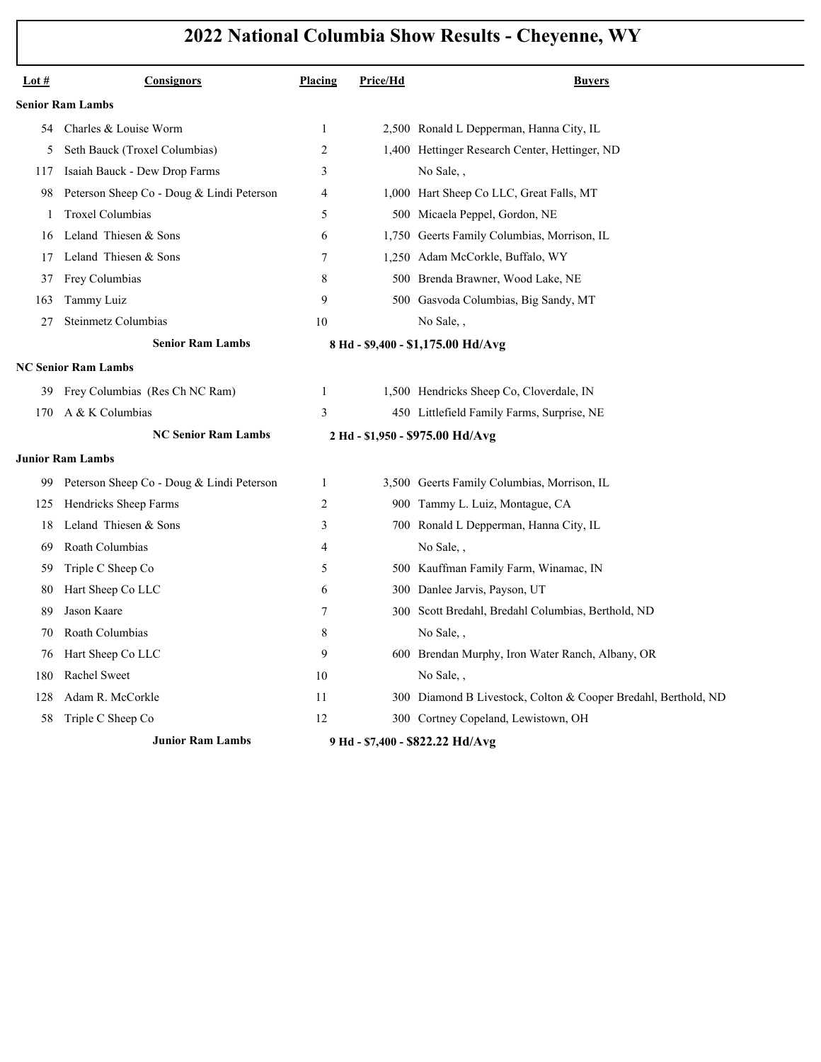# 2022 National Columbia Show Results - Cheyenne, WY

| Lot # | Consignors | Placing | Price/Hd | Buyers |
|---|---|---|---|---|
| **Senior Ram Lambs** | | | | |
| 54 | Charles & Louise Worm | 1 | 2,500 | Ronald L Depperman, Hanna City, IL |
| 5 | Seth Bauck (Troxel Columbias) | 2 | 1,400 | Hettinger Research Center, Hettinger, ND |
| 117 | Isaiah Bauck - Dew Drop Farms | 3 | | No Sale, , |
| 98 | Peterson Sheep Co - Doug & Lindi Peterson | 4 | 1,000 | Hart Sheep Co LLC, Great Falls, MT |
| 1 | Troxel Columbias | 5 | 500 | Micaela Peppel, Gordon, NE |
| 16 | Leland Thiesen & Sons | 6 | 1,750 | Geerts Family Columbias, Morrison, IL |
| 17 | Leland Thiesen & Sons | 7 | 1,250 | Adam McCorkle, Buffalo, WY |
| 37 | Frey Columbias | 8 | 500 | Brenda Brawner, Wood Lake, NE |
| 163 | Tammy Luiz | 9 | 500 | Gasvoda Columbias, Big Sandy, MT |
| 27 | Steinmetz Columbias | 10 | | No Sale, , |
| | **Senior Ram Lambs** | **8 Hd - $9,400 - $1,175.00 Hd/Avg** | | |
| **NC Senior Ram Lambs** | | | | |
| 39 | Frey Columbias (Res Ch NC Ram) | 1 | 1,500 | Hendricks Sheep Co, Cloverdale, IN |
| 170 | A & K Columbias | 3 | 450 | Littlefield Family Farms, Surprise, NE |
| | **NC Senior Ram Lambs** | **2 Hd - $1,950 - $975.00 Hd/Avg** | | |
| **Junior Ram Lambs** | | | | |
| 99 | Peterson Sheep Co - Doug & Lindi Peterson | 1 | 3,500 | Geerts Family Columbias, Morrison, IL |
| 125 | Hendricks Sheep Farms | 2 | 900 | Tammy L. Luiz, Montague, CA |
| 18 | Leland Thiesen & Sons | 3 | 700 | Ronald L Depperman, Hanna City, IL |
| 69 | Roath Columbias | 4 | | No Sale, , |
| 59 | Triple C Sheep Co | 5 | 500 | Kauffman Family Farm, Winamac, IN |
| 80 | Hart Sheep Co LLC | 6 | 300 | Danlee Jarvis, Payson, UT |
| 89 | Jason Kaare | 7 | 300 | Scott Bredahl, Bredahl Columbias, Berthold, ND |
| 70 | Roath Columbias | 8 | | No Sale, , |
| 76 | Hart Sheep Co LLC | 9 | 600 | Brendan Murphy, Iron Water Ranch, Albany, OR |
| 180 | Rachel Sweet | 10 | | No Sale, , |
| 128 | Adam R. McCorkle | 11 | 300 | Diamond B Livestock, Colton & Cooper Bredahl, Berthold, ND |
| 58 | Triple C Sheep Co | 12 | 300 | Cortney Copeland, Lewistown, OH |
| | **Junior Ram Lambs** | **9 Hd - $7,400 - $822.22 Hd/Avg** | | |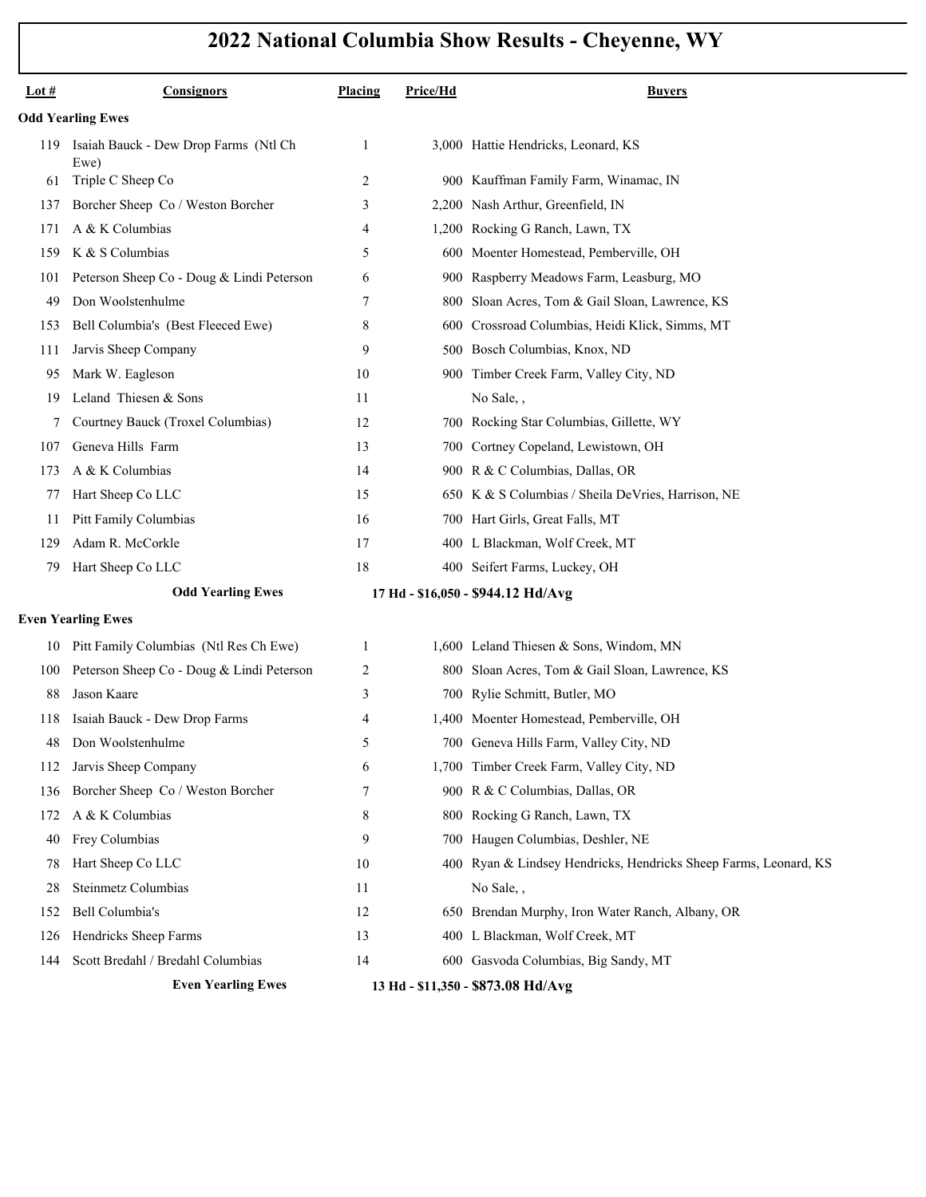# 2022 National Columbia Show Results - Cheyenne, WY

| Lot # | Consignors | Placing | Price/Hd | Buyers |
|---|---|---|---|---|
| **Odd Yearling Ewes** | | | | |
| 119 | Isaiah Bauck - Dew Drop Farms (Ntl Ch Ewe) | 1 | 3,000 | Hattie Hendricks, Leonard, KS |
| 61 | Triple C Sheep Co | 2 | 900 | Kauffman Family Farm, Winamac, IN |
| 137 | Borcher Sheep Co / Weston Borcher | 3 | 2,200 | Nash Arthur, Greenfield, IN |
| 171 | A & K Columbias | 4 | 1,200 | Rocking G Ranch, Lawn, TX |
| 159 | K & S Columbias | 5 | 600 | Moenter Homestead, Pemberville, OH |
| 101 | Peterson Sheep Co - Doug & Lindi Peterson | 6 | 900 | Raspberry Meadows Farm, Leasburg, MO |
| 49 | Don Woolstenhulme | 7 | 800 | Sloan Acres, Tom & Gail Sloan, Lawrence, KS |
| 153 | Bell Columbia's (Best Fleeced Ewe) | 8 | 600 | Crossroad Columbias, Heidi Klick, Simms, MT |
| 111 | Jarvis Sheep Company | 9 | 500 | Bosch Columbias, Knox, ND |
| 95 | Mark W. Eagleson | 10 | 900 | Timber Creek Farm, Valley City, ND |
| 19 | Leland Thiesen & Sons | 11 | | No Sale, , |
| 7 | Courtney Bauck (Troxel Columbias) | 12 | 700 | Rocking Star Columbias, Gillette, WY |
| 107 | Geneva Hills Farm | 13 | 700 | Cortney Copeland, Lewistown, OH |
| 173 | A & K Columbias | 14 | 900 | R & C Columbias, Dallas, OR |
| 77 | Hart Sheep Co LLC | 15 | 650 | K & S Columbias / Sheila DeVries, Harrison, NE |
| 11 | Pitt Family Columbias | 16 | 700 | Hart Girls, Great Falls, MT |
| 129 | Adam R. McCorkle | 17 | 400 | L Blackman, Wolf Creek, MT |
| 79 | Hart Sheep Co LLC | 18 | 400 | Seifert Farms, Luckey, OH |
| | **Odd Yearling Ewes** | | **17 Hd - $16,050 - $944.12 Hd/Avg** | |
| **Even Yearling Ewes** | | | | |
| 10 | Pitt Family Columbias (Ntl Res Ch Ewe) | 1 | 1,600 | Leland Thiesen & Sons, Windom, MN |
| 100 | Peterson Sheep Co - Doug & Lindi Peterson | 2 | 800 | Sloan Acres, Tom & Gail Sloan, Lawrence, KS |
| 88 | Jason Kaare | 3 | 700 | Rylie Schmitt, Butler, MO |
| 118 | Isaiah Bauck - Dew Drop Farms | 4 | 1,400 | Moenter Homestead, Pemberville, OH |
| 48 | Don Woolstenhulme | 5 | 700 | Geneva Hills Farm, Valley City, ND |
| 112 | Jarvis Sheep Company | 6 | 1,700 | Timber Creek Farm, Valley City, ND |
| 136 | Borcher Sheep Co / Weston Borcher | 7 | 900 | R & C Columbias, Dallas, OR |
| 172 | A & K Columbias | 8 | 800 | Rocking G Ranch, Lawn, TX |
| 40 | Frey Columbias | 9 | 700 | Haugen Columbias, Deshler, NE |
| 78 | Hart Sheep Co LLC | 10 | 400 | Ryan & Lindsey Hendricks, Hendricks Sheep Farms, Leonard, KS |
| 28 | Steinmetz Columbias | 11 | | No Sale, , |
| 152 | Bell Columbia's | 12 | 650 | Brendan Murphy, Iron Water Ranch, Albany, OR |
| 126 | Hendricks Sheep Farms | 13 | 400 | L Blackman, Wolf Creek, MT |
| 144 | Scott Bredahl / Bredahl Columbias | 14 | 600 | Gasvoda Columbias, Big Sandy, MT |
| | **Even Yearling Ewes** | | **13 Hd - $11,350 - $873.08 Hd/Avg** | |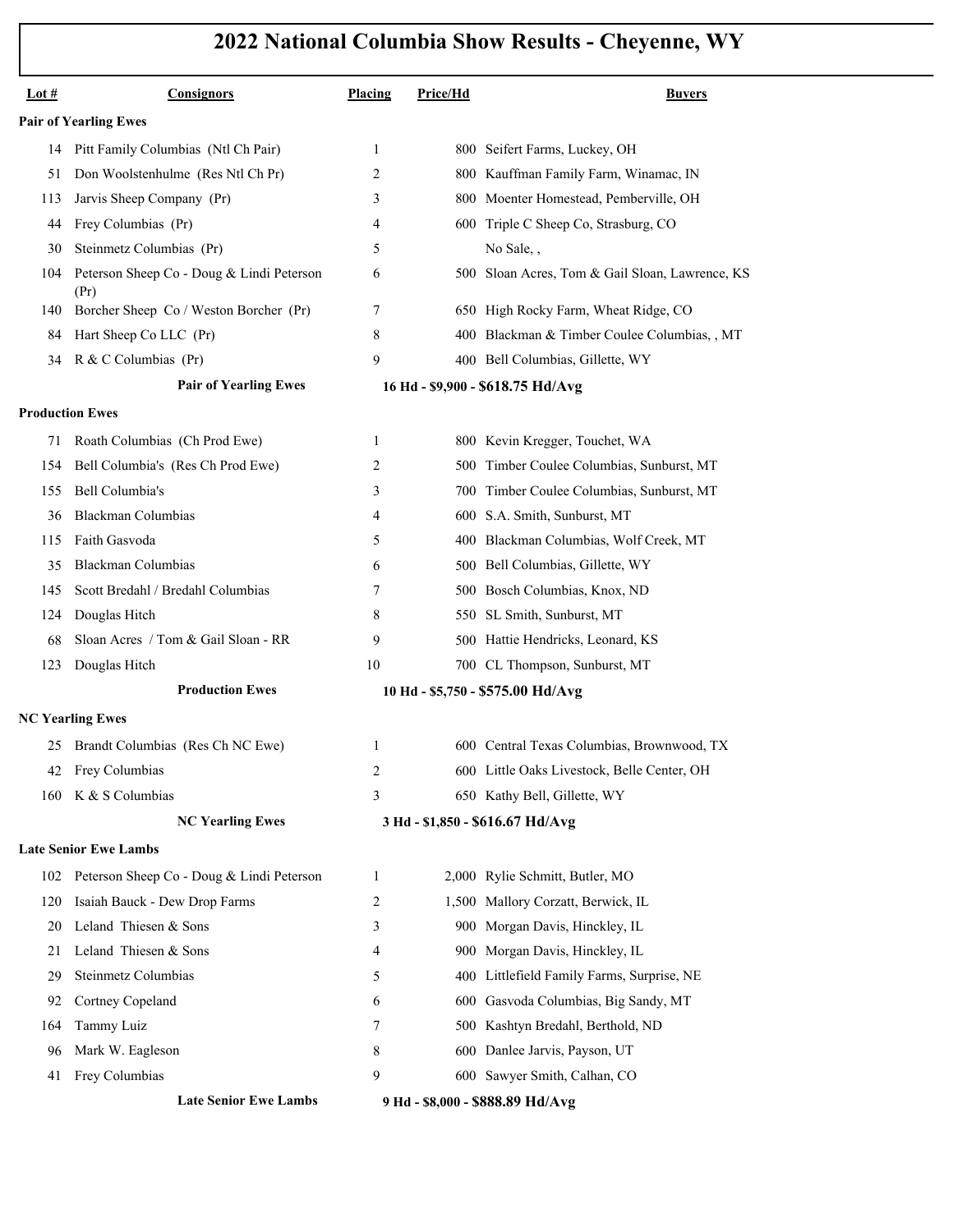# 2022 National Columbia Show Results - Cheyenne, WY

| Lot # | Consignors | Placing | Price/Hd | Buyers |
|---|---|---|---|---|
| **Pair of Yearling Ewes** | | | | |
| 14 | Pitt Family Columbias (Ntl Ch Pair) | 1 | 800 | Seifert Farms, Luckey, OH |
| 51 | Don Woolstenhulme (Res Ntl Ch Pr) | 2 | 800 | Kauffman Family Farm, Winamac, IN |
| 113 | Jarvis Sheep Company (Pr) | 3 | 800 | Moenter Homestead, Pemberville, OH |
| 44 | Frey Columbias (Pr) | 4 | 600 | Triple C Sheep Co, Strasburg, CO |
| 30 | Steinmetz Columbias (Pr) | 5 | | No Sale, , |
| 104 | Peterson Sheep Co - Doug & Lindi Peterson (Pr) | 6 | 500 | Sloan Acres, Tom & Gail Sloan, Lawrence, KS |
| 140 | Borcher Sheep Co / Weston Borcher (Pr) | 7 | 650 | High Rocky Farm, Wheat Ridge, CO |
| 84 | Hart Sheep Co LLC (Pr) | 8 | 400 | Blackman & Timber Coulee Columbias, , MT |
| 34 | R & C Columbias (Pr) | 9 | 400 | Bell Columbias, Gillette, WY |
| | **Pair of Yearling Ewes** | | **16 Hd - $9,900 - $618.75 Hd/Avg** | |
| **Production Ewes** | | | | |
| 71 | Roath Columbias (Ch Prod Ewe) | 1 | 800 | Kevin Kregger, Touchet, WA |
| 154 | Bell Columbia's (Res Ch Prod Ewe) | 2 | 500 | Timber Coulee Columbias, Sunburst, MT |
| 155 | Bell Columbia's | 3 | 700 | Timber Coulee Columbias, Sunburst, MT |
| 36 | Blackman Columbias | 4 | 600 | S.A. Smith, Sunburst, MT |
| 115 | Faith Gasvoda | 5 | 400 | Blackman Columbias, Wolf Creek, MT |
| 35 | Blackman Columbias | 6 | 500 | Bell Columbias, Gillette, WY |
| 145 | Scott Bredahl / Bredahl Columbias | 7 | 500 | Bosch Columbias, Knox, ND |
| 124 | Douglas Hitch | 8 | 550 | SL Smith, Sunburst, MT |
| 68 | Sloan Acres / Tom & Gail Sloan - RR | 9 | 500 | Hattie Hendricks, Leonard, KS |
| 123 | Douglas Hitch | 10 | 700 | CL Thompson, Sunburst, MT |
| | **Production Ewes** | | **10 Hd - $5,750 - $575.00 Hd/Avg** | |
| **NC Yearling Ewes** | | | | |
| 25 | Brandt Columbias (Res Ch NC Ewe) | 1 | 600 | Central Texas Columbias, Brownwood, TX |
| 42 | Frey Columbias | 2 | 600 | Little Oaks Livestock, Belle Center, OH |
| 160 | K & S Columbias | 3 | 650 | Kathy Bell, Gillette, WY |
| | **NC Yearling Ewes** | | **3 Hd - $1,850 - $616.67 Hd/Avg** | |
| **Late Senior Ewe Lambs** | | | | |
| 102 | Peterson Sheep Co - Doug & Lindi Peterson | 1 | 2,000 | Rylie Schmitt, Butler, MO |
| 120 | Isaiah Bauck - Dew Drop Farms | 2 | 1,500 | Mallory Corzatt, Berwick, IL |
| 20 | Leland Thiesen & Sons | 3 | 900 | Morgan Davis, Hinckley, IL |
| 21 | Leland Thiesen & Sons | 4 | 900 | Morgan Davis, Hinckley, IL |
| 29 | Steinmetz Columbias | 5 | 400 | Littlefield Family Farms, Surprise, NE |
| 92 | Cortney Copeland | 6 | 600 | Gasvoda Columbias, Big Sandy, MT |
| 164 | Tammy Luiz | 7 | 500 | Kashtyn Bredahl, Berthold, ND |
| 96 | Mark W. Eagleson | 8 | 600 | Danlee Jarvis, Payson, UT |
| 41 | Frey Columbias | 9 | 600 | Sawyer Smith, Calhan, CO |
| | **Late Senior Ewe Lambs** | | **9 Hd - $8,000 - $888.89 Hd/Avg** | |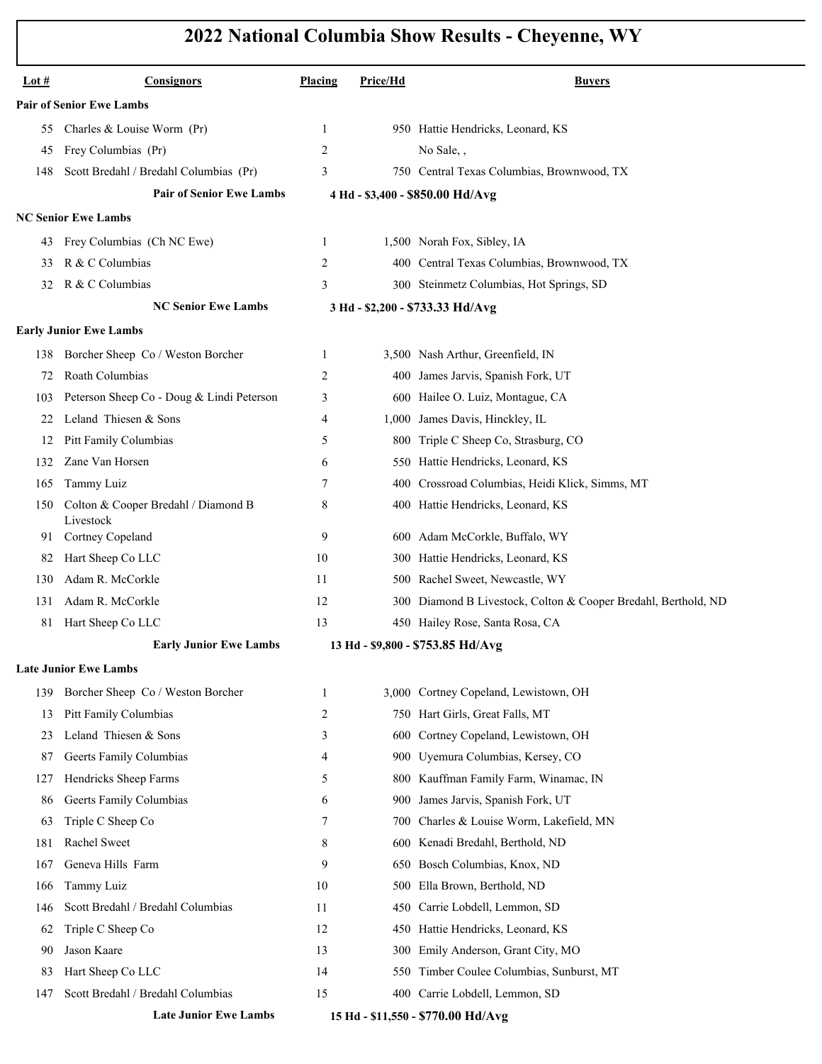# 2022 National Columbia Show Results - Cheyenne, WY

| Lot # | Consignors | Placing | Price/Hd | Buyers |
|---|---|---|---|---|
| **Pair of Senior Ewe Lambs** | | | | |
| 55 | Charles & Louise Worm (Pr) | 1 | 950 | Hattie Hendricks, Leonard, KS |
| 45 | Frey Columbias (Pr) | 2 | | No Sale, , |
| 148 | Scott Bredahl / Bredahl Columbias (Pr) | 3 | 750 | Central Texas Columbias, Brownwood, TX |
| | **Pair of Senior Ewe Lambs** | | **4 Hd - $3,400 - $850.00 Hd/Avg** | |
| **NC Senior Ewe Lambs** | | | | |
| 43 | Frey Columbias (Ch NC Ewe) | 1 | 1,500 | Norah Fox, Sibley, IA |
| 33 | R & C Columbias | 2 | 400 | Central Texas Columbias, Brownwood, TX |
| 32 | R & C Columbias | 3 | 300 | Steinmetz Columbias, Hot Springs, SD |
| | **NC Senior Ewe Lambs** | | **3 Hd - $2,200 - $733.33 Hd/Avg** | |
| **Early Junior Ewe Lambs** | | | | |
| 138 | Borcher Sheep Co / Weston Borcher | 1 | 3,500 | Nash Arthur, Greenfield, IN |
| 72 | Roath Columbias | 2 | 400 | James Jarvis, Spanish Fork, UT |
| 103 | Peterson Sheep Co - Doug & Lindi Peterson | 3 | 600 | Hailee O. Luiz, Montague, CA |
| 22 | Leland Thiesen & Sons | 4 | 1,000 | James Davis, Hinckley, IL |
| 12 | Pitt Family Columbias | 5 | 800 | Triple C Sheep Co, Strasburg, CO |
| 132 | Zane Van Horsen | 6 | 550 | Hattie Hendricks, Leonard, KS |
| 165 | Tammy Luiz | 7 | 400 | Crossroad Columbias, Heidi Klick, Simms, MT |
| 150 | Colton & Cooper Bredahl / Diamond B Livestock | 8 | 400 | Hattie Hendricks, Leonard, KS |
| 91 | Cortney Copeland | 9 | 600 | Adam McCorkle, Buffalo, WY |
| 82 | Hart Sheep Co LLC | 10 | 300 | Hattie Hendricks, Leonard, KS |
| 130 | Adam R. McCorkle | 11 | 500 | Rachel Sweet, Newcastle, WY |
| 131 | Adam R. McCorkle | 12 | 300 | Diamond B Livestock, Colton & Cooper Bredahl, Berthold, ND |
| 81 | Hart Sheep Co LLC | 13 | 450 | Hailey Rose, Santa Rosa, CA |
| | **Early Junior Ewe Lambs** | | **13 Hd - $9,800 - $753.85 Hd/Avg** | |
| **Late Junior Ewe Lambs** | | | | |
| 139 | Borcher Sheep Co / Weston Borcher | 1 | 3,000 | Cortney Copeland, Lewistown, OH |
| 13 | Pitt Family Columbias | 2 | 750 | Hart Girls, Great Falls, MT |
| 23 | Leland Thiesen & Sons | 3 | 600 | Cortney Copeland, Lewistown, OH |
| 87 | Geerts Family Columbias | 4 | 900 | Uyemura Columbias, Kersey, CO |
| 127 | Hendricks Sheep Farms | 5 | 800 | Kauffman Family Farm, Winamac, IN |
| 86 | Geerts Family Columbias | 6 | 900 | James Jarvis, Spanish Fork, UT |
| 63 | Triple C Sheep Co | 7 | 700 | Charles & Louise Worm, Lakefield, MN |
| 181 | Rachel Sweet | 8 | 600 | Kenadi Bredahl, Berthold, ND |
| 167 | Geneva Hills Farm | 9 | 650 | Bosch Columbias, Knox, ND |
| 166 | Tammy Luiz | 10 | 500 | Ella Brown, Berthold, ND |
| 146 | Scott Bredahl / Bredahl Columbias | 11 | 450 | Carrie Lobdell, Lemmon, SD |
| 62 | Triple C Sheep Co | 12 | 450 | Hattie Hendricks, Leonard, KS |
| 90 | Jason Kaare | 13 | 300 | Emily Anderson, Grant City, MO |
| 83 | Hart Sheep Co LLC | 14 | 550 | Timber Coulee Columbias, Sunburst, MT |
| 147 | Scott Bredahl / Bredahl Columbias | 15 | 400 | Carrie Lobdell, Lemmon, SD |
| | **Late Junior Ewe Lambs** | | **15 Hd - $11,550 - $770.00 Hd/Avg** | |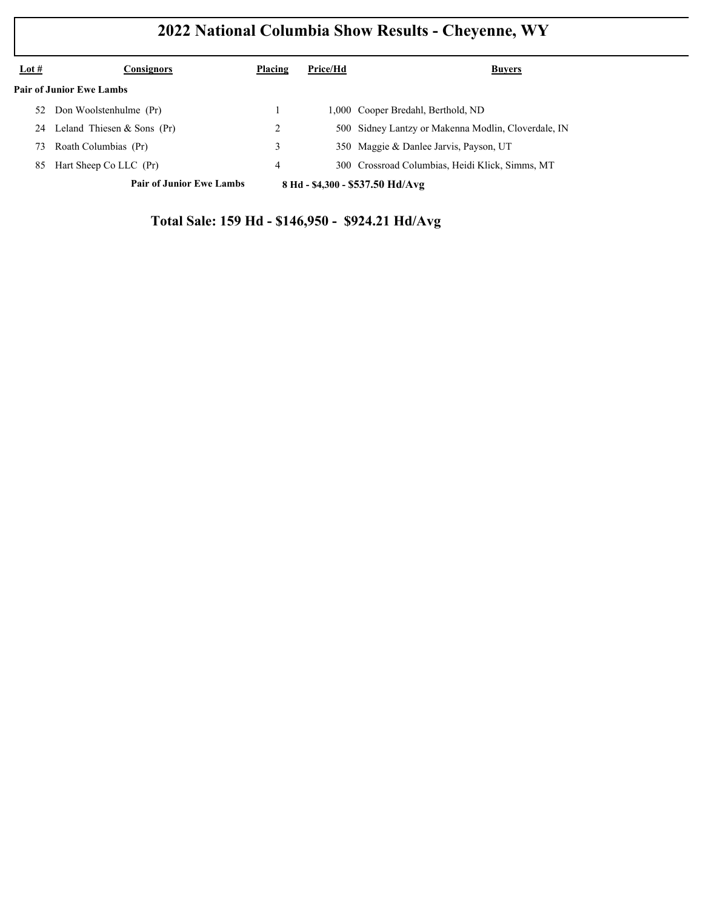# 2022 National Columbia Show Results - Cheyenne, WY

| Lot # | Consignors | Placing | Price/Hd | Buyers |
|---|---|---|---|---|
| **Pair of Junior Ewe Lambs** | | | | |
| 52 | Don Woolstenhulme (Pr) | 1 | 1,000 | Cooper Bredahl, Berthold, ND |
| 24 | Leland Thiesen & Sons (Pr) | 2 | 500 | Sidney Lantzy or Makenna Modlin, Cloverdale, IN |
| 73 | Roath Columbias (Pr) | 3 | 350 | Maggie & Danlee Jarvis, Payson, UT |
| 85 | Hart Sheep Co LLC (Pr) | 4 | 300 | Crossroad Columbias, Heidi Klick, Simms, MT |
| | **Pair of Junior Ewe Lambs** | | **8 Hd - $4,300 - $537.50 Hd/Avg** | |

**Total Sale: 159 Hd - $146,950 - $924.21 Hd/Avg**